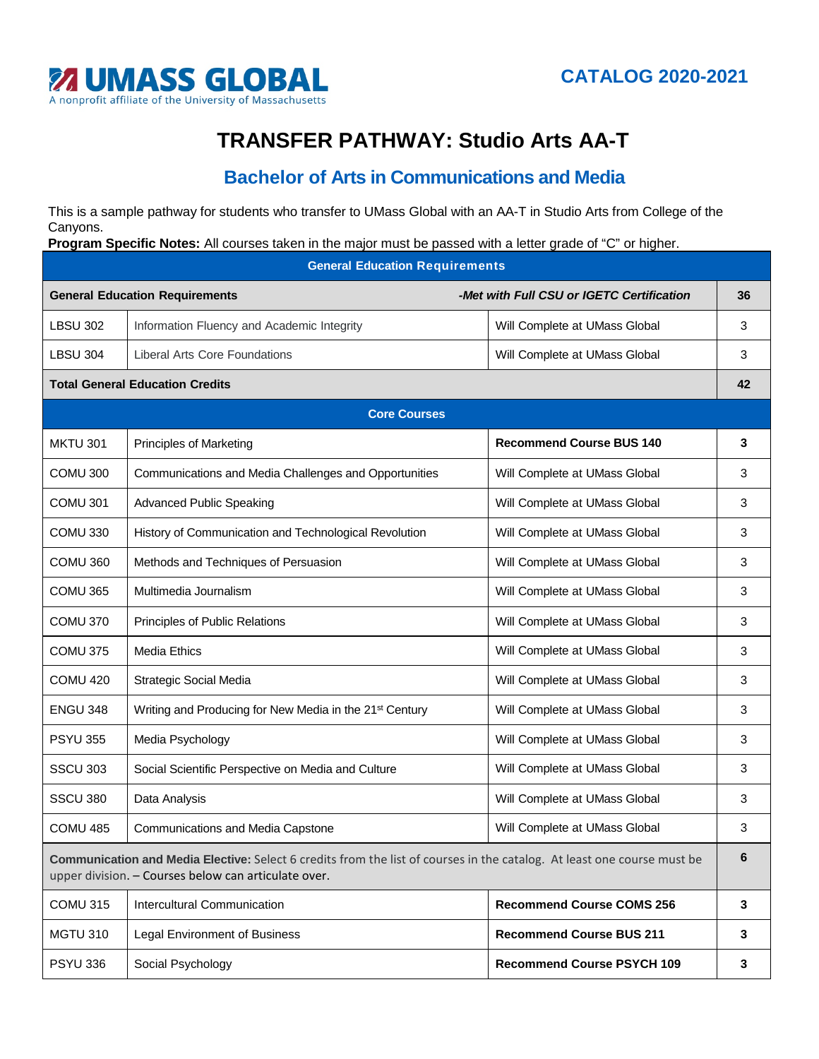UMASS GLOBAL
A nonprofit affiliate of the University of Massachusetts

CATALOG 2020-2021

# TRANSFER PATHWAY: Studio Arts AA-T

## Bachelor of Arts in Communications and Media

This is a sample pathway for students who transfer to UMass Global with an AA-T in Studio Arts from College of the Canyons.

**Program Specific Notes:** All courses taken in the major must be passed with a letter grade of "C" or higher.

| General Education Requirements | | | |
|---|---|---|---|
| **General Education Requirements** | | ***-Met with Full CSU or IGETC Certification*** | **36** |
| LBSU 302 | Information Fluency and Academic Integrity | Will Complete at UMass Global | 3 |
| LBSU 304 | Liberal Arts Core Foundations | Will Complete at UMass Global | 3 |
| **Total General Education Credits** | | | **42** |
| **Core Courses** | | | |
| MKTU 301 | Principles of Marketing | **Recommend Course BUS 140** | **3** |
| COMU 300 | Communications and Media Challenges and Opportunities | Will Complete at UMass Global | 3 |
| COMU 301 | Advanced Public Speaking | Will Complete at UMass Global | 3 |
| COMU 330 | History of Communication and Technological Revolution | Will Complete at UMass Global | 3 |
| COMU 360 | Methods and Techniques of Persuasion | Will Complete at UMass Global | 3 |
| COMU 365 | Multimedia Journalism | Will Complete at UMass Global | 3 |
| COMU 370 | Principles of Public Relations | Will Complete at UMass Global | 3 |
| COMU 375 | Media Ethics | Will Complete at UMass Global | 3 |
| COMU 420 | Strategic Social Media | Will Complete at UMass Global | 3 |
| ENGU 348 | Writing and Producing for New Media in the 21st Century | Will Complete at UMass Global | 3 |
| PSYU 355 | Media Psychology | Will Complete at UMass Global | 3 |
| SSCU 303 | Social Scientific Perspective on Media and Culture | Will Complete at UMass Global | 3 |
| SSCU 380 | Data Analysis | Will Complete at UMass Global | 3 |
| COMU 485 | Communications and Media Capstone | Will Complete at UMass Global | 3 |
| **Communication and Media Elective:** Select 6 credits from the list of courses in the catalog. At least one course must be upper division. – Courses below can articulate over. | | | **6** |
| COMU 315 | Intercultural Communication | **Recommend Course COMS 256** | **3** |
| MGTU 310 | Legal Environment of Business | **Recommend Course BUS 211** | **3** |
| PSYU 336 | Social Psychology | **Recommend Course PSYCH 109** | **3** |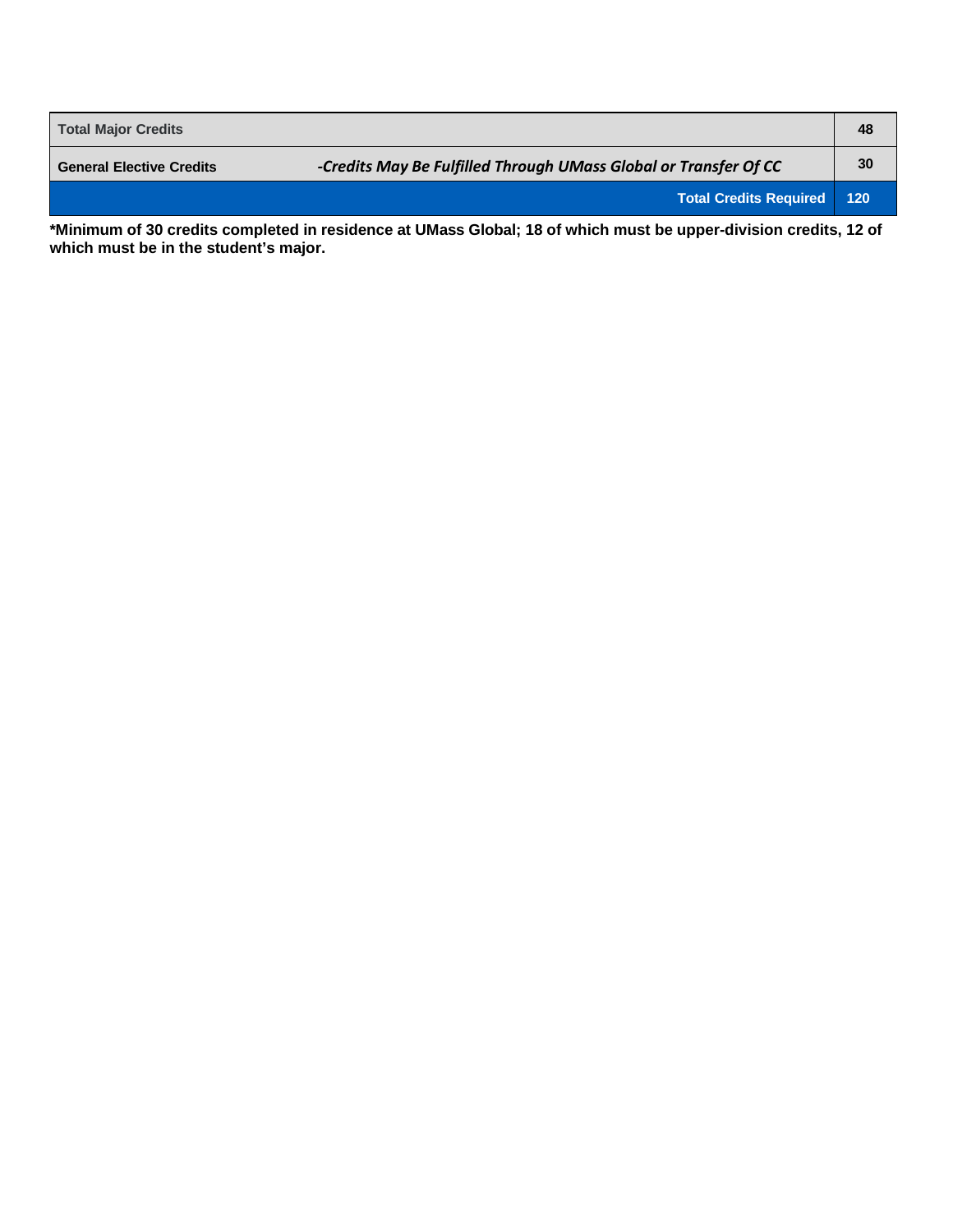| | | |
|---|---|---|
| **Total Major Credits** | | **48** |
| **General Elective Credits** | *-Credits May Be Fulfilled Through UMass Global or Transfer Of CC* | **30** |
| | **Total Credits Required** | **120** |

**\*Minimum of 30 credits completed in residence at UMass Global; 18 of which must be upper-division credits, 12 of which must be in the student's major.**